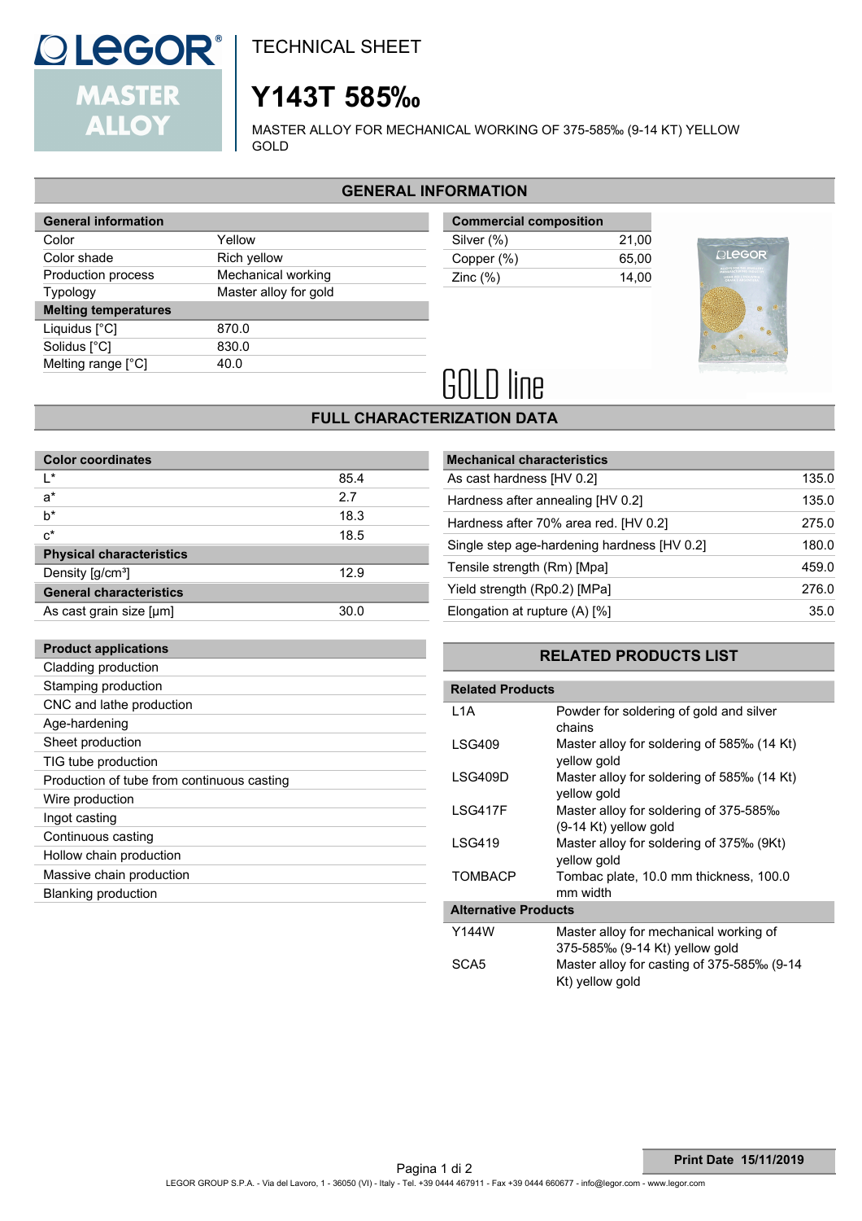# LEGOR MASTER ALLOY

TECHNICAL SHEET

# Y143T 585‰

MASTER ALLOY FOR MECHANICAL WORKING OF 375-585‰ (9-14 KT) YELLOW GOLD

## GENERAL INFORMATION

| General information | |
|---|---|
| Color | Yellow |
| Color shade | Rich yellow |
| Production process | Mechanical working |
| Typology | Master alloy for gold |
| **Melting temperatures** | |
| Liquidus [°C] | 870.0 |
| Solidus [°C] | 830.0 |
| Melting range [°C] | 40.0 |

| Commercial composition | |
|---|---|
| Silver (%) | 21,00 |
| Copper (%) | 65,00 |
| Zinc (%) | 14,00 |

GOLD line

## FULL CHARACTERIZATION DATA

| Color coordinates | |
|---|---|
| L* | 85.4 |
| a* | 2.7 |
| b* | 18.3 |
| c* | 18.5 |
| **Physical characteristics** | |
| Density [g/cm³] | 12.9 |
| **General characteristics** | |
| As cast grain size [µm] | 30.0 |

| Mechanical characteristics | |
|---|---|
| As cast hardness [HV 0.2] | 135.0 |
| Hardness after annealing [HV 0.2] | 135.0 |
| Hardness after 70% area red. [HV 0.2] | 275.0 |
| Single step age-hardening hardness [HV 0.2] | 180.0 |
| Tensile strength (Rm) [Mpa] | 459.0 |
| Yield strength (Rp0.2) [MPa] | 276.0 |
| Elongation at rupture (A) [%] | 35.0 |

| Product applications |
|---|
| Cladding production |
| Stamping production |
| CNC and lathe production |
| Age-hardening |
| Sheet production |
| TIG tube production |
| Production of tube from continuous casting |
| Wire production |
| Ingot casting |
| Continuous casting |
| Hollow chain production |
| Massive chain production |
| Blanking production |

## RELATED PRODUCTS LIST

| Related Products | |
|---|---|
| L1A | Powder for soldering of gold and silver chains |
| LSG409 | Master alloy for soldering of 585‰ (14 Kt) yellow gold |
| LSG409D | Master alloy for soldering of 585‰ (14 Kt) yellow gold |
| LSG417F | Master alloy for soldering of 375-585‰ (9-14 Kt) yellow gold |
| LSG419 | Master alloy for soldering of 375‰ (9Kt) yellow gold |
| TOMBACP | Tombac plate, 10.0 mm thickness, 100.0 mm width |
| **Alternative Products** | |
| Y144W | Master alloy for mechanical working of 375-585‰ (9-14 Kt) yellow gold |
| SCA5 | Master alloy for casting of 375-585‰ (9-14 Kt) yellow gold |

**Print Date 15/11/2019**

LEGOR GROUP S.P.A. - Via del Lavoro, 1 - 36050 (VI) - Italy - Tel. +39 0444 467911 - Fax +39 0444 660677 - info@legor.com - www.legor.com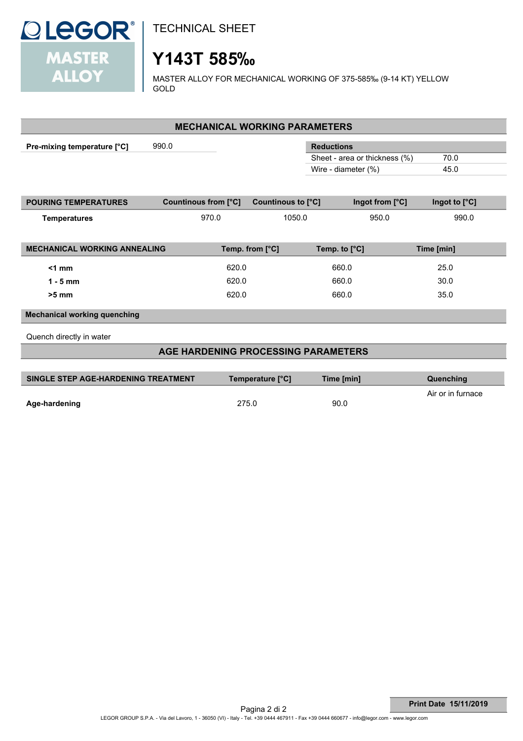TECHNICAL SHEET

# Y143T 585‰

MASTER ALLOY FOR MECHANICAL WORKING OF 375-585‰ (9-14 KT) YELLOW GOLD

## MECHANICAL WORKING PARAMETERS

| | |
|---|---|
| **Pre-mixing temperature [°C]** | 990.0 |

| **Reductions** | |
|---|---|
| Sheet - area or thickness (%) | 70.0 |
| Wire - diameter (%) | 45.0 |

| **POURING TEMPERATURES** | **Countinous from [°C]** | **Countinous to [°C]** | **Ingot from [°C]** | **Ingot to [°C]** |
|---|---|---|---|---|
| **Temperatures** | 970.0 | 1050.0 | 950.0 | 990.0 |

| **MECHANICAL WORKING ANNEALING** | **Temp. from [°C]** | **Temp. to [°C]** | **Time [min]** |
|---|---|---|---|
| **<1 mm** | 620.0 | 660.0 | 25.0 |
| **1 - 5 mm** | 620.0 | 660.0 | 30.0 |
| **>5 mm** | 620.0 | 660.0 | 35.0 |

**Mechanical working quenching**

Quench directly in water

## AGE HARDENING PROCESSING PARAMETERS

| **SINGLE STEP AGE-HARDENING TREATMENT** | **Temperature [°C]** | **Time [min]** | **Quenching** |
|---|---|---|---|
| **Age-hardening** | 275.0 | 90.0 | Air or in furnace |

**Print Date 15/11/2019**

LEGOR GROUP S.P.A. - Via del Lavoro, 1 - 36050 (VI) - Italy - Tel. +39 0444 467911 - Fax +39 0444 660677 - info@legor.com - www.legor.com